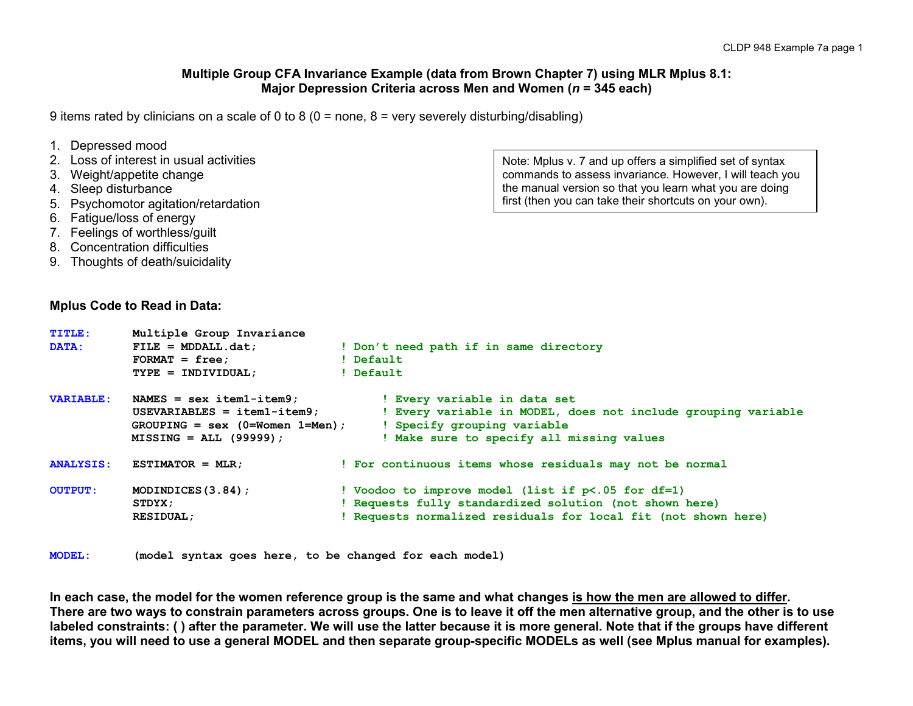# Multiple Group CFA Invariance Example (data from Brown Chapter 7) using MLR Mplus 8.1: Major Depression Criteria across Men and Women (*n* = 345 each)

9 items rated by clinicians on a scale of 0 to 8 (0 = none, 8 = very severely disturbing/disabling)

1. Depressed mood
2. Loss of interest in usual activities
3. Weight/appetite change
4. Sleep disturbance
5. Psychomotor agitation/retardation
6. Fatigue/loss of energy
7. Feelings of worthless/guilt
8. Concentration difficulties
9. Thoughts of death/suicidality

> Note: Mplus v. 7 and up offers a simplified set of syntax commands to assess invariance. However, I will teach you the manual version so that you learn what you are doing first (then you can take their shortcuts on your own).

**Mplus Code to Read in Data:**

```
TITLE:      Multiple Group Invariance
DATA:       FILE = MDDALL.dat;           ! Don't need path if in same directory
            FORMAT = free;               ! Default
            TYPE = INDIVIDUAL;           ! Default

VARIABLE:   NAMES = sex item1-item9;            ! Every variable in data set
            USEVARIABLES = item1-item9;         ! Every variable in MODEL, does not include grouping variable
            GROUPING = sex (0=Women 1=Men);     ! Specify grouping variable
            MISSING = ALL (99999);              ! Make sure to specify all missing values

ANALYSIS:   ESTIMATOR = MLR;             ! For continuous items whose residuals may not be normal

OUTPUT:     MODINDICES(3.84);            ! Voodoo to improve model (list if p<.05 for df=1)
            STDYX;                       ! Requests fully standardized solution (not shown here)
            RESIDUAL;                    ! Requests normalized residuals for local fit (not shown here)


MODEL:      (model syntax goes here, to be changed for each model)
```

**In each case, the model for the women reference group is the same and what changes <u>is how the men are allowed to differ</u>. There are two ways to constrain parameters across groups. One is to leave it off the men alternative group, and the other is to use labeled constraints: ( ) after the parameter. We will use the latter because it is more general. Note that if the groups have different items, you will need to use a general MODEL and then separate group-specific MODELs as well (see Mplus manual for examples).**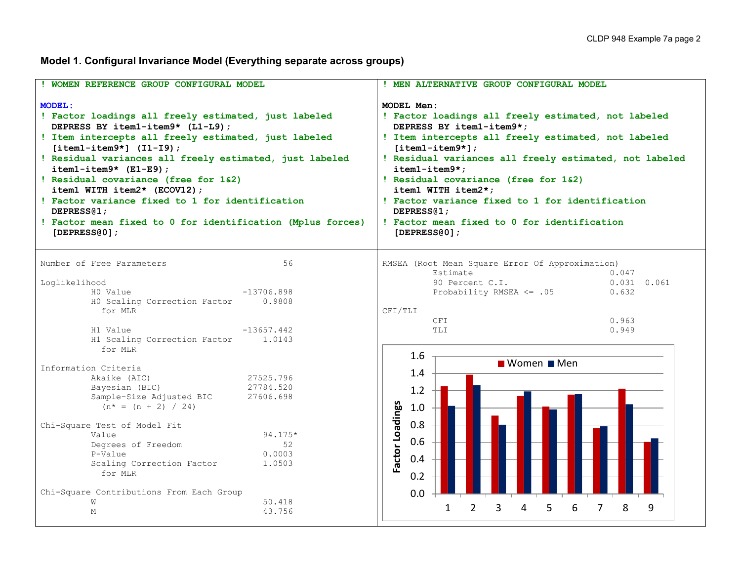**Model 1. Configural Invariance Model (Everything separate across groups)**

```
! WOMEN REFERENCE GROUP CONFIGURAL MODEL

MODEL:
! Factor loadings all freely estimated, just labeled
  DEPRESS BY item1-item9* (L1-L9);
! Item intercepts all freely estimated, just labeled
  [item1-item9*] (I1-I9);
! Residual variances all freely estimated, just labeled
  item1-item9* (E1-E9);
! Residual covariance (free for 1&2)
  item1 WITH item2* (ECOV12);
! Factor variance fixed to 1 for identification
  DEPRESS@1;
! Factor mean fixed to 0 for identification (Mplus forces)
  [DEPRESS@0];
```

```
! MEN ALTERNATIVE GROUP CONFIGURAL MODEL

MODEL Men:
! Factor loadings all freely estimated, not labeled
  DEPRESS BY item1-item9*;
! Item intercepts all freely estimated, not labeled
  [item1-item9*];
! Residual variances all freely estimated, not labeled
  item1-item9*;
! Residual covariance (free for 1&2)
  item1 WITH item2*;
! Factor variance fixed to 1 for identification
  DEPRESS@1;
! Factor mean fixed to 0 for identification
  [DEPRESS@0];
```

```
Number of Free Parameters                       56

Loglikelihood
          H0 Value                      -13706.898
          H0 Scaling Correction Factor      0.9808
            for MLR

          H1 Value                      -13657.442
          H1 Scaling Correction Factor      1.0143
            for MLR

Information Criteria
          Akaike (AIC)                   27525.796
          Bayesian (BIC)                 27784.520
          Sample-Size Adjusted BIC       27606.698
            (n* = (n + 2) / 24)

Chi-Square Test of Model Fit
          Value                             94.175*
          Degrees of Freedom                    52
          P-Value                           0.0003
          Scaling Correction Factor         1.0503
            for MLR

Chi-Square Contributions From Each Group
          W                                 50.418
          M                                 43.756
```

```
RMSEA (Root Mean Square Error Of Approximation)
          Estimate                          0.047
          90 Percent C.I.                   0.031  0.061
          Probability RMSEA <= .05          0.632

CFI/TLI
          CFI                               0.963
          TLI                               0.949
```

Factor Loadings (Women / Men), items 1–9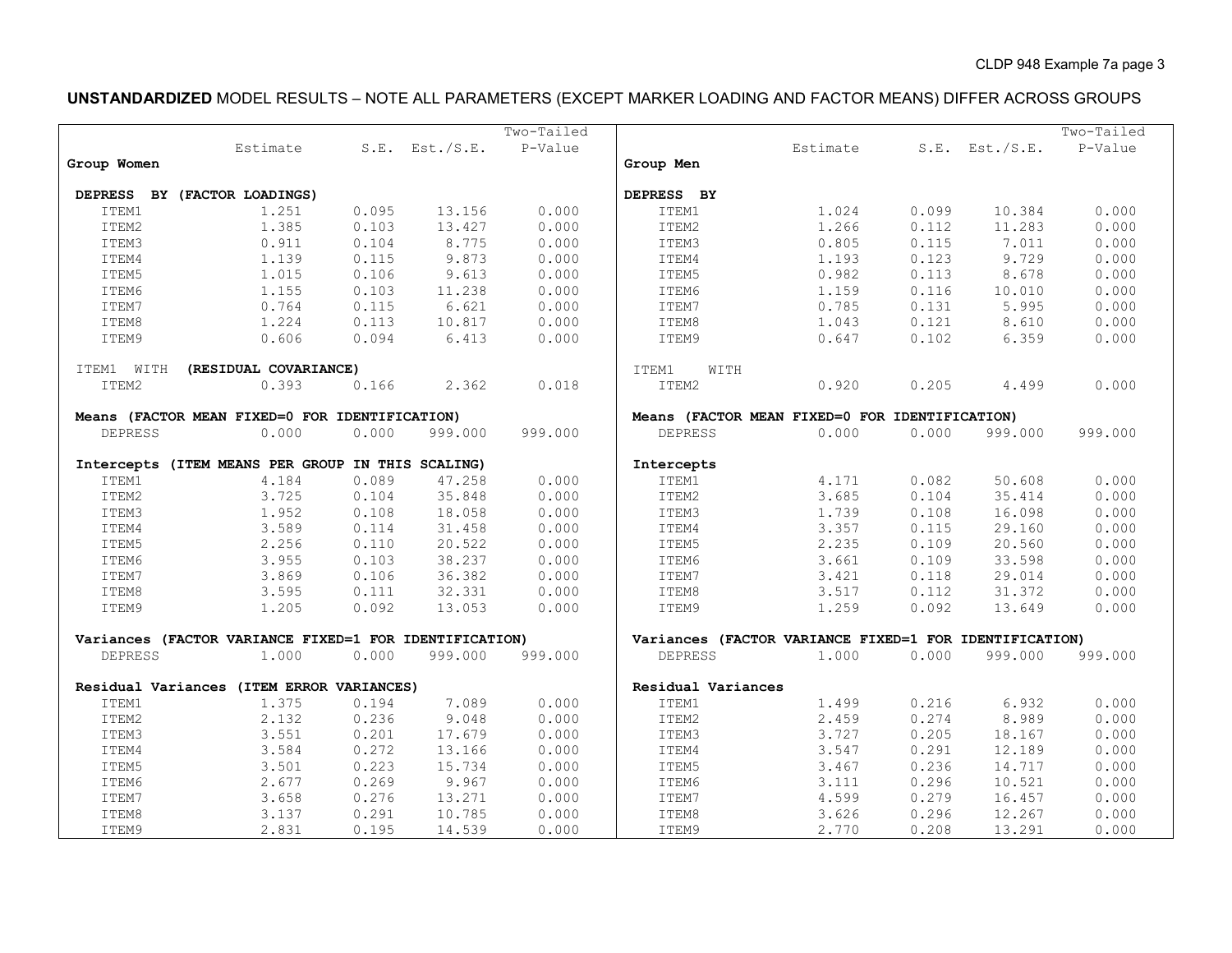**UNSTANDARDIZED** MODEL RESULTS – NOTE ALL PARAMETERS (EXCEPT MARKER LOADING AND FACTOR MEANS) DIFFER ACROSS GROUPS

**Group Women**

| | Estimate | S.E. | Est./S.E. | Two-Tailed P-Value |
|---|---|---|---|---|
| **DEPRESS BY (FACTOR LOADINGS)** | | | | |
| ITEM1 | 1.251 | 0.095 | 13.156 | 0.000 |
| ITEM2 | 1.385 | 0.103 | 13.427 | 0.000 |
| ITEM3 | 0.911 | 0.104 | 8.775 | 0.000 |
| ITEM4 | 1.139 | 0.115 | 9.873 | 0.000 |
| ITEM5 | 1.015 | 0.106 | 9.613 | 0.000 |
| ITEM6 | 1.155 | 0.103 | 11.238 | 0.000 |
| ITEM7 | 0.764 | 0.115 | 6.621 | 0.000 |
| ITEM8 | 1.224 | 0.113 | 10.817 | 0.000 |
| ITEM9 | 0.606 | 0.094 | 6.413 | 0.000 |
| ITEM1 WITH **(RESIDUAL COVARIANCE)** | | | | |
| ITEM2 | 0.393 | 0.166 | 2.362 | 0.018 |
| **Means (FACTOR MEAN FIXED=0 FOR IDENTIFICATION)** | | | | |
| DEPRESS | 0.000 | 0.000 | 999.000 | 999.000 |
| **Intercepts (ITEM MEANS PER GROUP IN THIS SCALING)** | | | | |
| ITEM1 | 4.184 | 0.089 | 47.258 | 0.000 |
| ITEM2 | 3.725 | 0.104 | 35.848 | 0.000 |
| ITEM3 | 1.952 | 0.108 | 18.058 | 0.000 |
| ITEM4 | 3.589 | 0.114 | 31.458 | 0.000 |
| ITEM5 | 2.256 | 0.110 | 20.522 | 0.000 |
| ITEM6 | 3.955 | 0.103 | 38.237 | 0.000 |
| ITEM7 | 3.869 | 0.106 | 36.382 | 0.000 |
| ITEM8 | 3.595 | 0.111 | 32.331 | 0.000 |
| ITEM9 | 1.205 | 0.092 | 13.053 | 0.000 |
| **Variances (FACTOR VARIANCE FIXED=1 FOR IDENTIFICATION)** | | | | |
| DEPRESS | 1.000 | 0.000 | 999.000 | 999.000 |
| **Residual Variances (ITEM ERROR VARIANCES)** | | | | |
| ITEM1 | 1.375 | 0.194 | 7.089 | 0.000 |
| ITEM2 | 2.132 | 0.236 | 9.048 | 0.000 |
| ITEM3 | 3.551 | 0.201 | 17.679 | 0.000 |
| ITEM4 | 3.584 | 0.272 | 13.166 | 0.000 |
| ITEM5 | 3.501 | 0.223 | 15.734 | 0.000 |
| ITEM6 | 2.677 | 0.269 | 9.967 | 0.000 |
| ITEM7 | 3.658 | 0.276 | 13.271 | 0.000 |
| ITEM8 | 3.137 | 0.291 | 10.785 | 0.000 |
| ITEM9 | 2.831 | 0.195 | 14.539 | 0.000 |

**Group Men**

| | Estimate | S.E. | Est./S.E. | Two-Tailed P-Value |
|---|---|---|---|---|
| **DEPRESS BY** | | | | |
| ITEM1 | 1.024 | 0.099 | 10.384 | 0.000 |
| ITEM2 | 1.266 | 0.112 | 11.283 | 0.000 |
| ITEM3 | 0.805 | 0.115 | 7.011 | 0.000 |
| ITEM4 | 1.193 | 0.123 | 9.729 | 0.000 |
| ITEM5 | 0.982 | 0.113 | 8.678 | 0.000 |
| ITEM6 | 1.159 | 0.116 | 10.010 | 0.000 |
| ITEM7 | 0.785 | 0.131 | 5.995 | 0.000 |
| ITEM8 | 1.043 | 0.121 | 8.610 | 0.000 |
| ITEM9 | 0.647 | 0.102 | 6.359 | 0.000 |
| ITEM1 WITH | | | | |
| ITEM2 | 0.920 | 0.205 | 4.499 | 0.000 |
| **Means (FACTOR MEAN FIXED=0 FOR IDENTIFICATION)** | | | | |
| DEPRESS | 0.000 | 0.000 | 999.000 | 999.000 |
| **Intercepts** | | | | |
| ITEM1 | 4.171 | 0.082 | 50.608 | 0.000 |
| ITEM2 | 3.685 | 0.104 | 35.414 | 0.000 |
| ITEM3 | 1.739 | 0.108 | 16.098 | 0.000 |
| ITEM4 | 3.357 | 0.115 | 29.160 | 0.000 |
| ITEM5 | 2.235 | 0.109 | 20.560 | 0.000 |
| ITEM6 | 3.661 | 0.109 | 33.598 | 0.000 |
| ITEM7 | 3.421 | 0.118 | 29.014 | 0.000 |
| ITEM8 | 3.517 | 0.112 | 31.372 | 0.000 |
| ITEM9 | 1.259 | 0.092 | 13.649 | 0.000 |
| **Variances (FACTOR VARIANCE FIXED=1 FOR IDENTIFICATION)** | | | | |
| DEPRESS | 1.000 | 0.000 | 999.000 | 999.000 |
| **Residual Variances** | | | | |
| ITEM1 | 1.499 | 0.216 | 6.932 | 0.000 |
| ITEM2 | 2.459 | 0.274 | 8.989 | 0.000 |
| ITEM3 | 3.727 | 0.205 | 18.167 | 0.000 |
| ITEM4 | 3.547 | 0.291 | 12.189 | 0.000 |
| ITEM5 | 3.467 | 0.236 | 14.717 | 0.000 |
| ITEM6 | 3.111 | 0.296 | 10.521 | 0.000 |
| ITEM7 | 4.599 | 0.279 | 16.457 | 0.000 |
| ITEM8 | 3.626 | 0.296 | 12.267 | 0.000 |
| ITEM9 | 2.770 | 0.208 | 13.291 | 0.000 |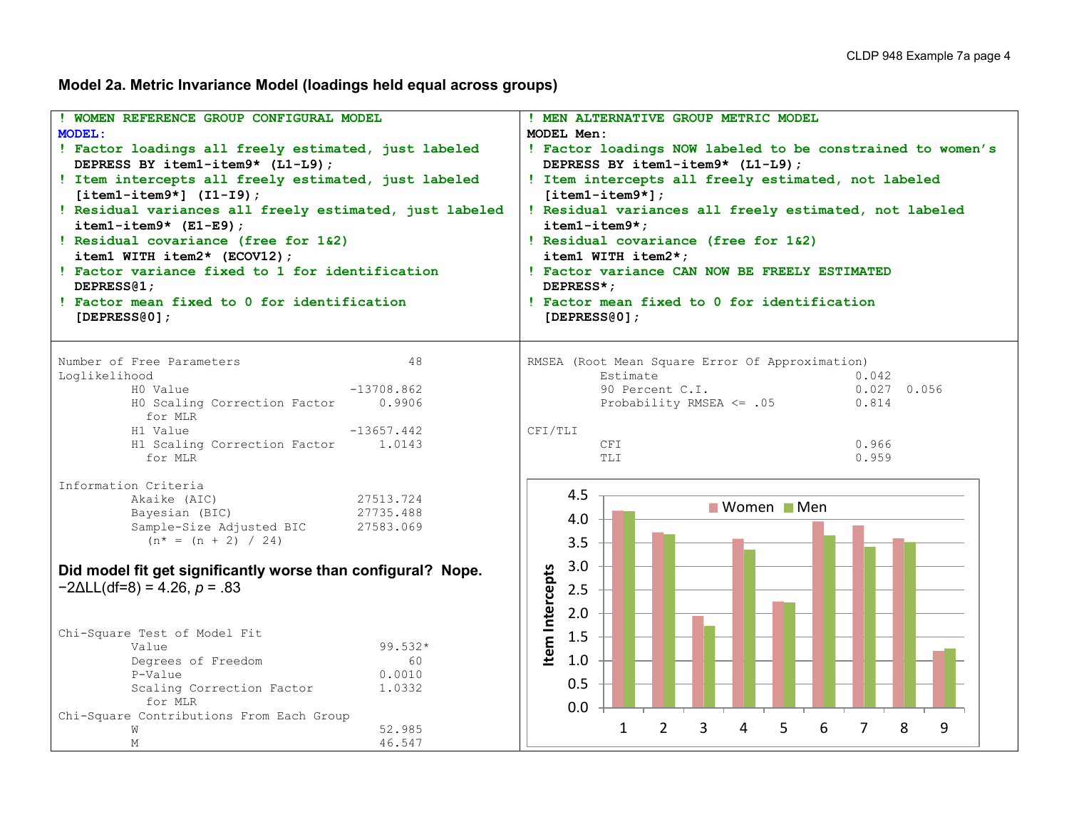## Model 2a. Metric Invariance Model (loadings held equal across groups)

```
! WOMEN REFERENCE GROUP CONFIGURAL MODEL
MODEL:
! Factor loadings all freely estimated, just labeled
  DEPRESS BY item1-item9* (L1-L9);
! Item intercepts all freely estimated, just labeled
  [item1-item9*] (I1-I9);
! Residual variances all freely estimated, just labeled
  item1-item9* (E1-E9);
! Residual covariance (free for 1&2)
  item1 WITH item2* (ECOV12);
! Factor variance fixed to 1 for identification
  DEPRESS@1;
! Factor mean fixed to 0 for identification
  [DEPRESS@0];
```

```
! MEN ALTERNATIVE GROUP METRIC MODEL
MODEL Men:
! Factor loadings NOW labeled to be constrained to women's
  DEPRESS BY item1-item9* (L1-L9);
! Item intercepts all freely estimated, not labeled
  [item1-item9*];
! Residual variances all freely estimated, not labeled
  item1-item9*;
! Residual covariance (free for 1&2)
  item1 WITH item2*;
! Factor variance CAN NOW BE FREELY ESTIMATED
  DEPRESS*;
! Factor mean fixed to 0 for identification
  [DEPRESS@0];
```

```
Number of Free Parameters                        48
Loglikelihood
          H0 Value                       -13708.862
          H0 Scaling Correction Factor       0.9906
            for MLR
          H1 Value                       -13657.442
          H1 Scaling Correction Factor       1.0143
            for MLR

Information Criteria
          Akaike (AIC)                    27513.724
          Bayesian (BIC)                  27735.488
          Sample-Size Adjusted BIC        27583.069
            (n* = (n + 2) / 24)
```

**Did model fit get significantly worse than configural? Nope.**
$-2\Delta LL(df=8) = 4.26$, $p = .83$

```
Chi-Square Test of Model Fit
          Value                              99.532*
          Degrees of Freedom                      60
          P-Value                             0.0010
          Scaling Correction Factor           1.0332
            for MLR
Chi-Square Contributions From Each Group
          W                                   52.985
          M                                   46.547
```

```
RMSEA (Root Mean Square Error Of Approximation)
          Estimate                           0.042
          90 Percent C.I.                    0.027  0.056
          Probability RMSEA <= .05           0.814

CFI/TLI
          CFI                                0.966
          TLI                                0.959
```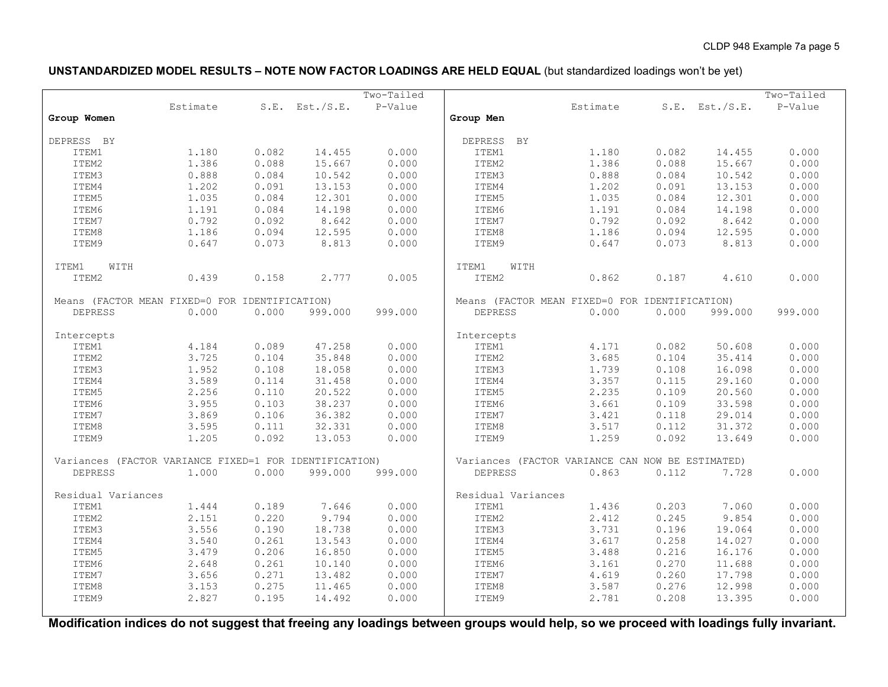**UNSTANDARDIZED MODEL RESULTS – NOTE NOW FACTOR LOADINGS ARE HELD EQUAL** (but standardized loadings won't be yet)

| Group Women | Estimate | S.E. | Est./S.E. | Two-Tailed P-Value |
|---|---|---|---|---|
| **DEPRESS BY** | | | | |
| ITEM1 | 1.180 | 0.082 | 14.455 | 0.000 |
| ITEM2 | 1.386 | 0.088 | 15.667 | 0.000 |
| ITEM3 | 0.888 | 0.084 | 10.542 | 0.000 |
| ITEM4 | 1.202 | 0.091 | 13.153 | 0.000 |
| ITEM5 | 1.035 | 0.084 | 12.301 | 0.000 |
| ITEM6 | 1.191 | 0.084 | 14.198 | 0.000 |
| ITEM7 | 0.792 | 0.092 | 8.642 | 0.000 |
| ITEM8 | 1.186 | 0.094 | 12.595 | 0.000 |
| ITEM9 | 0.647 | 0.073 | 8.813 | 0.000 |
| **ITEM1 WITH** | | | | |
| ITEM2 | 0.439 | 0.158 | 2.777 | 0.005 |
| **Means (FACTOR MEAN FIXED=0 FOR IDENTIFICATION)** | | | | |
| DEPRESS | 0.000 | 0.000 | 999.000 | 999.000 |
| **Intercepts** | | | | |
| ITEM1 | 4.184 | 0.089 | 47.258 | 0.000 |
| ITEM2 | 3.725 | 0.104 | 35.848 | 0.000 |
| ITEM3 | 1.952 | 0.108 | 18.058 | 0.000 |
| ITEM4 | 3.589 | 0.114 | 31.458 | 0.000 |
| ITEM5 | 2.256 | 0.110 | 20.522 | 0.000 |
| ITEM6 | 3.955 | 0.103 | 38.237 | 0.000 |
| ITEM7 | 3.869 | 0.106 | 36.382 | 0.000 |
| ITEM8 | 3.595 | 0.111 | 32.331 | 0.000 |
| ITEM9 | 1.205 | 0.092 | 13.053 | 0.000 |
| **Variances (FACTOR VARIANCE FIXED=1 FOR IDENTIFICATION)** | | | | |
| DEPRESS | 1.000 | 0.000 | 999.000 | 999.000 |
| **Residual Variances** | | | | |
| ITEM1 | 1.444 | 0.189 | 7.646 | 0.000 |
| ITEM2 | 2.151 | 0.220 | 9.794 | 0.000 |
| ITEM3 | 3.556 | 0.190 | 18.738 | 0.000 |
| ITEM4 | 3.540 | 0.261 | 13.543 | 0.000 |
| ITEM5 | 3.479 | 0.206 | 16.850 | 0.000 |
| ITEM6 | 2.648 | 0.261 | 10.140 | 0.000 |
| ITEM7 | 3.656 | 0.271 | 13.482 | 0.000 |
| ITEM8 | 3.153 | 0.275 | 11.465 | 0.000 |
| ITEM9 | 2.827 | 0.195 | 14.492 | 0.000 |

| Group Men | Estimate | S.E. | Est./S.E. | Two-Tailed P-Value |
|---|---|---|---|---|
| **DEPRESS BY** | | | | |
| ITEM1 | 1.180 | 0.082 | 14.455 | 0.000 |
| ITEM2 | 1.386 | 0.088 | 15.667 | 0.000 |
| ITEM3 | 0.888 | 0.084 | 10.542 | 0.000 |
| ITEM4 | 1.202 | 0.091 | 13.153 | 0.000 |
| ITEM5 | 1.035 | 0.084 | 12.301 | 0.000 |
| ITEM6 | 1.191 | 0.084 | 14.198 | 0.000 |
| ITEM7 | 0.792 | 0.092 | 8.642 | 0.000 |
| ITEM8 | 1.186 | 0.094 | 12.595 | 0.000 |
| ITEM9 | 0.647 | 0.073 | 8.813 | 0.000 |
| **ITEM1 WITH** | | | | |
| ITEM2 | 0.862 | 0.187 | 4.610 | 0.000 |
| **Means (FACTOR MEAN FIXED=0 FOR IDENTIFICATION)** | | | | |
| DEPRESS | 0.000 | 0.000 | 999.000 | 999.000 |
| **Intercepts** | | | | |
| ITEM1 | 4.171 | 0.082 | 50.608 | 0.000 |
| ITEM2 | 3.685 | 0.104 | 35.414 | 0.000 |
| ITEM3 | 1.739 | 0.108 | 16.098 | 0.000 |
| ITEM4 | 3.357 | 0.115 | 29.160 | 0.000 |
| ITEM5 | 2.235 | 0.109 | 20.560 | 0.000 |
| ITEM6 | 3.661 | 0.109 | 33.598 | 0.000 |
| ITEM7 | 3.421 | 0.118 | 29.014 | 0.000 |
| ITEM8 | 3.517 | 0.112 | 31.372 | 0.000 |
| ITEM9 | 1.259 | 0.092 | 13.649 | 0.000 |
| **Variances (FACTOR VARIANCE CAN NOW BE ESTIMATED)** | | | | |
| DEPRESS | 0.863 | 0.112 | 7.728 | 0.000 |
| **Residual Variances** | | | | |
| ITEM1 | 1.436 | 0.203 | 7.060 | 0.000 |
| ITEM2 | 2.412 | 0.245 | 9.854 | 0.000 |
| ITEM3 | 3.731 | 0.196 | 19.064 | 0.000 |
| ITEM4 | 3.617 | 0.258 | 14.027 | 0.000 |
| ITEM5 | 3.488 | 0.216 | 16.176 | 0.000 |
| ITEM6 | 3.161 | 0.270 | 11.688 | 0.000 |
| ITEM7 | 4.619 | 0.260 | 17.798 | 0.000 |
| ITEM8 | 3.587 | 0.276 | 12.998 | 0.000 |
| ITEM9 | 2.781 | 0.208 | 13.395 | 0.000 |

**Modification indices do not suggest that freeing any loadings between groups would help, so we proceed with loadings fully invariant.**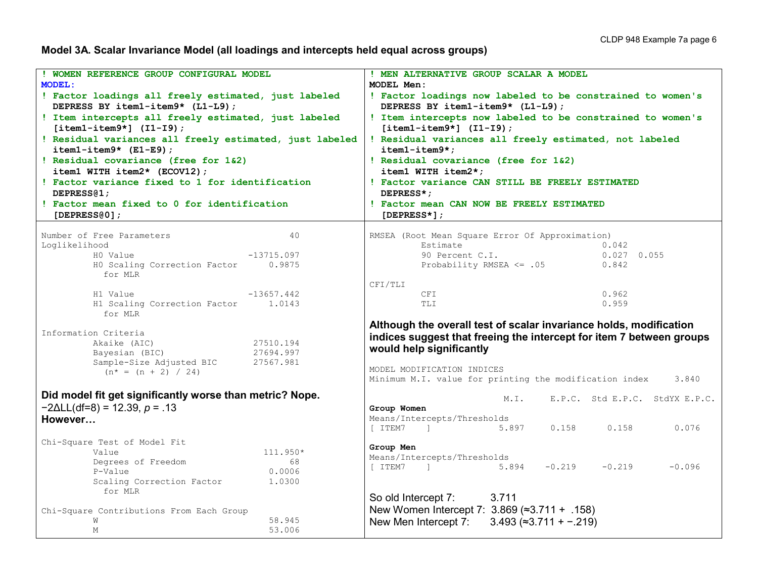## Model 3A. Scalar Invariance Model (all loadings and intercepts held equal across groups)

```
! WOMEN REFERENCE GROUP CONFIGURAL MODEL
MODEL:
! Factor loadings all freely estimated, just labeled
  DEPRESS BY item1-item9* (L1-L9);
! Item intercepts all freely estimated, just labeled
  [item1-item9*] (I1-I9);
! Residual variances all freely estimated, just labeled
  item1-item9* (E1-E9);
! Residual covariance (free for 1&2)
  item1 WITH item2* (ECOV12);
! Factor variance fixed to 1 for identification
  DEPRESS@1;
! Factor mean fixed to 0 for identification
  [DEPRESS@0];
```

```
! MEN ALTERNATIVE GROUP SCALAR A MODEL
MODEL Men:
! Factor loadings now labeled to be constrained to women's
  DEPRESS BY item1-item9* (L1-L9);
! Item intercepts now labeled to be constrained to women's
  [item1-item9*] (I1-I9);
! Residual variances all freely estimated, not labeled
  item1-item9*;
! Residual covariance (free for 1&2)
  item1 WITH item2*;
! Factor variance CAN STILL BE FREELY ESTIMATED
  DEPRESS*;
! Factor mean CAN NOW BE FREELY ESTIMATED
  [DEPRESS*];
```

```
Number of Free Parameters                       40
Loglikelihood
          H0 Value                      -13715.097
          H0 Scaling Correction Factor      0.9875
            for MLR

          H1 Value                      -13657.442
          H1 Scaling Correction Factor      1.0143
            for MLR

Information Criteria
          Akaike (AIC)                   27510.194
          Bayesian (BIC)                 27694.997
          Sample-Size Adjusted BIC       27567.981
            (n* = (n + 2) / 24)
```

**Did model fit get significantly worse than metric? Nope.**
$-2\Delta LL(df=8) = 12.39$, $p = .13$
**However…**

```
Chi-Square Test of Model Fit
          Value                            111.950*
          Degrees of Freedom                    68
          P-Value                           0.0006
          Scaling Correction Factor         1.0300
            for MLR

Chi-Square Contributions From Each Group
          W                                 58.945
          M                                 53.006
```

```
RMSEA (Root Mean Square Error Of Approximation)
          Estimate                           0.042
          90 Percent C.I.                    0.027  0.055
          Probability RMSEA <= .05           0.842

CFI/TLI
          CFI                                0.962
          TLI                                0.959
```

**Although the overall test of scalar invariance holds, modification indices suggest that freeing the intercept for item 7 between groups would help significantly**

```
MODEL MODIFICATION INDICES
Minimum M.I. value for printing the modification index     3.840

                             M.I.     E.P.C.  Std E.P.C.  StdYX E.P.C.
Group Women
Means/Intercepts/Thresholds
[ ITEM7    ]                5.897     0.158      0.158        0.076

Group Men
Means/Intercepts/Thresholds
[ ITEM7    ]                5.894    -0.219     -0.219       -0.096
```

So old Intercept 7: 3.711
New Women Intercept 7: 3.869 (≈3.711 + .158)
New Men Intercept 7: 3.493 (≈3.711 + −.219)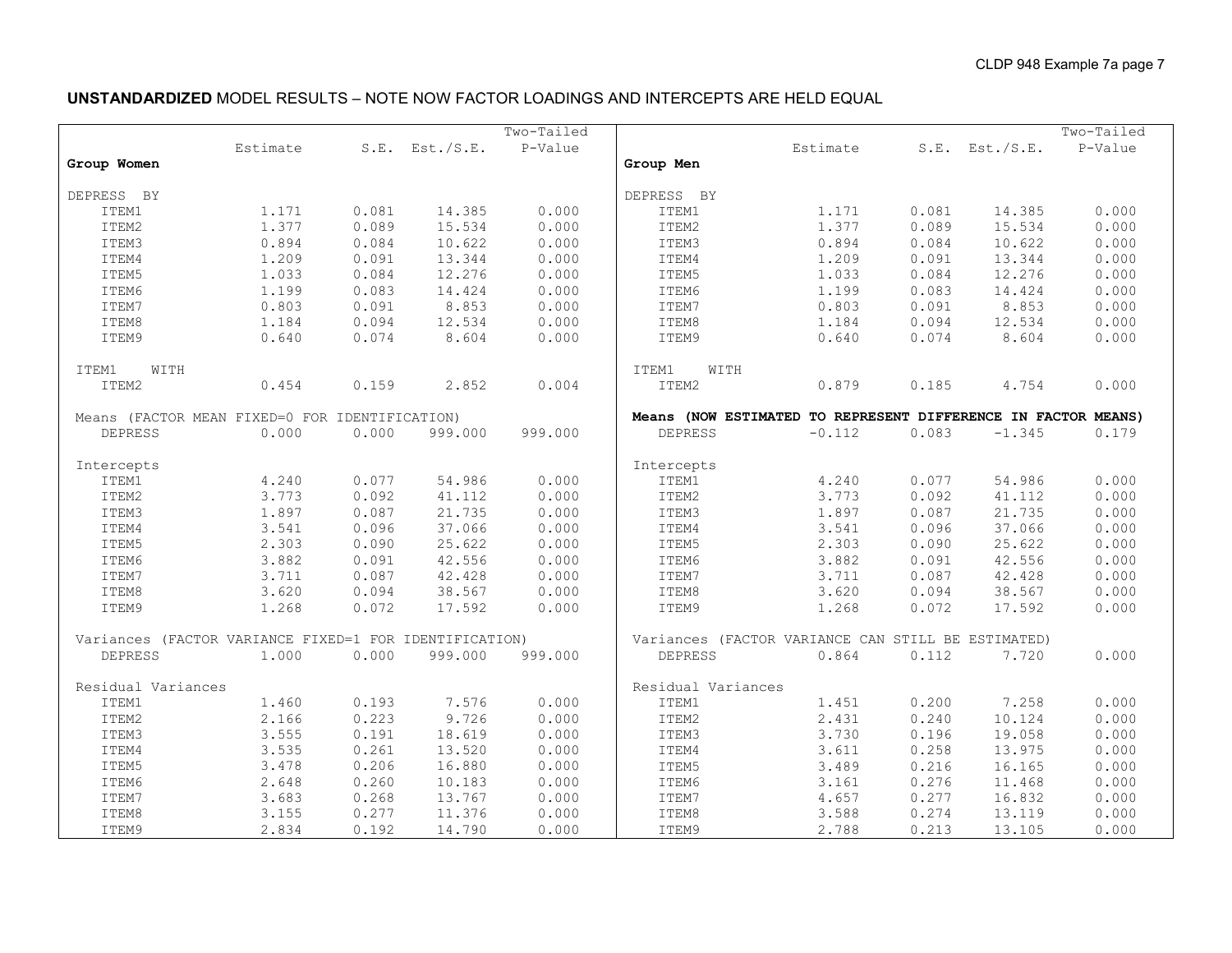**UNSTANDARDIZED** MODEL RESULTS – NOTE NOW FACTOR LOADINGS AND INTERCEPTS ARE HELD EQUAL

| **Group Women** | Estimate | S.E. | Est./S.E. | Two-Tailed P-Value |
|---|---|---|---|---|
| DEPRESS BY | | | | |
| ITEM1 | 1.171 | 0.081 | 14.385 | 0.000 |
| ITEM2 | 1.377 | 0.089 | 15.534 | 0.000 |
| ITEM3 | 0.894 | 0.084 | 10.622 | 0.000 |
| ITEM4 | 1.209 | 0.091 | 13.344 | 0.000 |
| ITEM5 | 1.033 | 0.084 | 12.276 | 0.000 |
| ITEM6 | 1.199 | 0.083 | 14.424 | 0.000 |
| ITEM7 | 0.803 | 0.091 | 8.853 | 0.000 |
| ITEM8 | 1.184 | 0.094 | 12.534 | 0.000 |
| ITEM9 | 0.640 | 0.074 | 8.604 | 0.000 |
| ITEM1 WITH | | | | |
| ITEM2 | 0.454 | 0.159 | 2.852 | 0.004 |
| Means (FACTOR MEAN FIXED=0 FOR IDENTIFICATION) | | | | |
| DEPRESS | 0.000 | 0.000 | 999.000 | 999.000 |
| Intercepts | | | | |
| ITEM1 | 4.240 | 0.077 | 54.986 | 0.000 |
| ITEM2 | 3.773 | 0.092 | 41.112 | 0.000 |
| ITEM3 | 1.897 | 0.087 | 21.735 | 0.000 |
| ITEM4 | 3.541 | 0.096 | 37.066 | 0.000 |
| ITEM5 | 2.303 | 0.090 | 25.622 | 0.000 |
| ITEM6 | 3.882 | 0.091 | 42.556 | 0.000 |
| ITEM7 | 3.711 | 0.087 | 42.428 | 0.000 |
| ITEM8 | 3.620 | 0.094 | 38.567 | 0.000 |
| ITEM9 | 1.268 | 0.072 | 17.592 | 0.000 |
| Variances (FACTOR VARIANCE FIXED=1 FOR IDENTIFICATION) | | | | |
| DEPRESS | 1.000 | 0.000 | 999.000 | 999.000 |
| Residual Variances | | | | |
| ITEM1 | 1.460 | 0.193 | 7.576 | 0.000 |
| ITEM2 | 2.166 | 0.223 | 9.726 | 0.000 |
| ITEM3 | 3.555 | 0.191 | 18.619 | 0.000 |
| ITEM4 | 3.535 | 0.261 | 13.520 | 0.000 |
| ITEM5 | 3.478 | 0.206 | 16.880 | 0.000 |
| ITEM6 | 2.648 | 0.260 | 10.183 | 0.000 |
| ITEM7 | 3.683 | 0.268 | 13.767 | 0.000 |
| ITEM8 | 3.155 | 0.277 | 11.376 | 0.000 |
| ITEM9 | 2.834 | 0.192 | 14.790 | 0.000 |

| **Group Men** | Estimate | S.E. | Est./S.E. | Two-Tailed P-Value |
|---|---|---|---|---|
| DEPRESS BY | | | | |
| ITEM1 | 1.171 | 0.081 | 14.385 | 0.000 |
| ITEM2 | 1.377 | 0.089 | 15.534 | 0.000 |
| ITEM3 | 0.894 | 0.084 | 10.622 | 0.000 |
| ITEM4 | 1.209 | 0.091 | 13.344 | 0.000 |
| ITEM5 | 1.033 | 0.084 | 12.276 | 0.000 |
| ITEM6 | 1.199 | 0.083 | 14.424 | 0.000 |
| ITEM7 | 0.803 | 0.091 | 8.853 | 0.000 |
| ITEM8 | 1.184 | 0.094 | 12.534 | 0.000 |
| ITEM9 | 0.640 | 0.074 | 8.604 | 0.000 |
| ITEM1 WITH | | | | |
| ITEM2 | 0.879 | 0.185 | 4.754 | 0.000 |
| **Means (NOW ESTIMATED TO REPRESENT DIFFERENCE IN FACTOR MEANS)** | | | | |
| DEPRESS | -0.112 | 0.083 | -1.345 | 0.179 |
| Intercepts | | | | |
| ITEM1 | 4.240 | 0.077 | 54.986 | 0.000 |
| ITEM2 | 3.773 | 0.092 | 41.112 | 0.000 |
| ITEM3 | 1.897 | 0.087 | 21.735 | 0.000 |
| ITEM4 | 3.541 | 0.096 | 37.066 | 0.000 |
| ITEM5 | 2.303 | 0.090 | 25.622 | 0.000 |
| ITEM6 | 3.882 | 0.091 | 42.556 | 0.000 |
| ITEM7 | 3.711 | 0.087 | 42.428 | 0.000 |
| ITEM8 | 3.620 | 0.094 | 38.567 | 0.000 |
| ITEM9 | 1.268 | 0.072 | 17.592 | 0.000 |
| Variances (FACTOR VARIANCE CAN STILL BE ESTIMATED) | | | | |
| DEPRESS | 0.864 | 0.112 | 7.720 | 0.000 |
| Residual Variances | | | | |
| ITEM1 | 1.451 | 0.200 | 7.258 | 0.000 |
| ITEM2 | 2.431 | 0.240 | 10.124 | 0.000 |
| ITEM3 | 3.730 | 0.196 | 19.058 | 0.000 |
| ITEM4 | 3.611 | 0.258 | 13.975 | 0.000 |
| ITEM5 | 3.489 | 0.216 | 16.165 | 0.000 |
| ITEM6 | 3.161 | 0.276 | 11.468 | 0.000 |
| ITEM7 | 4.657 | 0.277 | 16.832 | 0.000 |
| ITEM8 | 3.588 | 0.274 | 13.119 | 0.000 |
| ITEM9 | 2.788 | 0.213 | 13.105 | 0.000 |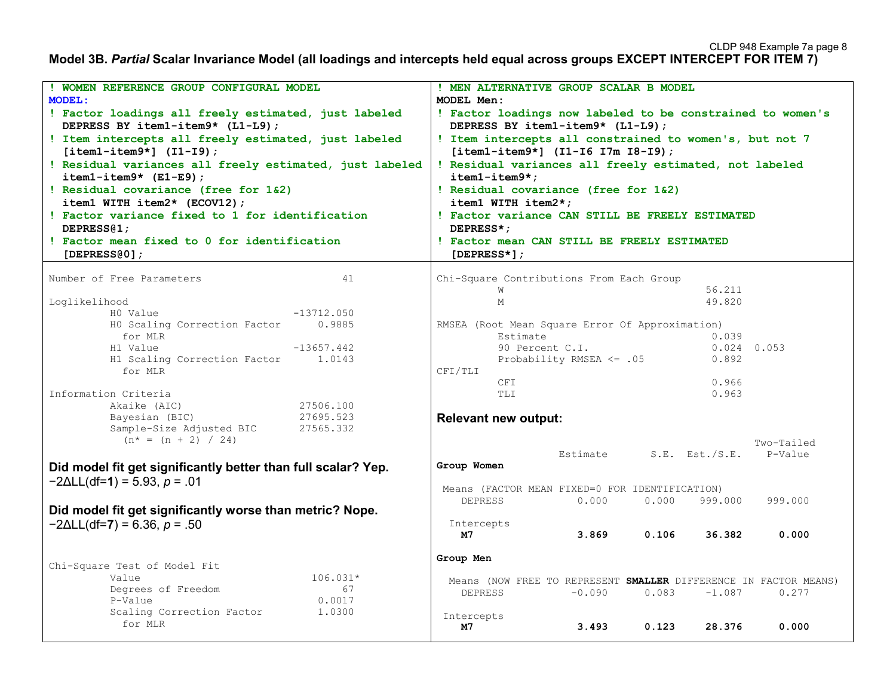## Model 3B. *Partial* Scalar Invariance Model (all loadings and intercepts held equal across groups EXCEPT INTERCEPT FOR ITEM 7)

```
! WOMEN REFERENCE GROUP CONFIGURAL MODEL
MODEL:
! Factor loadings all freely estimated, just labeled
  DEPRESS BY item1-item9* (L1-L9);
! Item intercepts all freely estimated, just labeled
  [item1-item9*] (I1-I9);
! Residual variances all freely estimated, just labeled
  item1-item9* (E1-E9);
! Residual covariance (free for 1&2)
  item1 WITH item2* (ECOV12);
! Factor variance fixed to 1 for identification
  DEPRESS@1;
! Factor mean fixed to 0 for identification
  [DEPRESS@0];
```

```
! MEN ALTERNATIVE GROUP SCALAR B MODEL
MODEL Men:
! Factor loadings now labeled to be constrained to women's
  DEPRESS BY item1-item9* (L1-L9);
! Item intercepts all constrained to women's, but not 7
  [item1-item9*] (I1-I6 I7m I8-I9);
! Residual variances all freely estimated, not labeled
  item1-item9*;
! Residual covariance (free for 1&2)
  item1 WITH item2*;
! Factor variance CAN STILL BE FREELY ESTIMATED
  DEPRESS*;
! Factor mean CAN STILL BE FREELY ESTIMATED
  [DEPRESS*];
```

```
Number of Free Parameters                       41

Loglikelihood
         H0 Value                       -13712.050
         H0 Scaling Correction Factor      0.9885
           for MLR
         H1 Value                       -13657.442
         H1 Scaling Correction Factor      1.0143
           for MLR

Information Criteria
         Akaike (AIC)                    27506.100
         Bayesian (BIC)                  27695.523
         Sample-Size Adjusted BIC        27565.332
           (n* = (n + 2) / 24)
```

**Did model fit get significantly better than full scalar? Yep.**
$-2\Delta LL(df=\mathbf{1}) = 5.93$, $p = .01$

**Did model fit get significantly worse than metric? Nope.**
$-2\Delta LL(df=\mathbf{7}) = 6.36$, $p = .50$

```
Chi-Square Test of Model Fit
         Value                             106.031*
         Degrees of Freedom                      67
         P-Value                             0.0017
         Scaling Correction Factor           1.0300
           for MLR
```

```
Chi-Square Contributions From Each Group
         W                                   56.211
         M                                   49.820

RMSEA (Root Mean Square Error Of Approximation)
         Estimate                             0.039
         90 Percent C.I.                      0.024  0.053
         Probability RMSEA <= .05             0.892
CFI/TLI
         CFI                                  0.966
         TLI                                  0.963
```

**Relevant new output:**

```
                                                   Two-Tailed
                    Estimate       S.E.  Est./S.E.    P-Value
Group Women

 Means (FACTOR MEAN FIXED=0 FOR IDENTIFICATION)
    DEPRESS            0.000      0.000    999.000    999.000

  Intercepts
    M7                 3.869      0.106     36.382      0.000

Group Men

  Means (NOW FREE TO REPRESENT SMALLER DIFFERENCE IN FACTOR MEANS)
    DEPRESS           -0.090      0.083     -1.087      0.277

 Intercepts
    M7                 3.493      0.123     28.376      0.000
```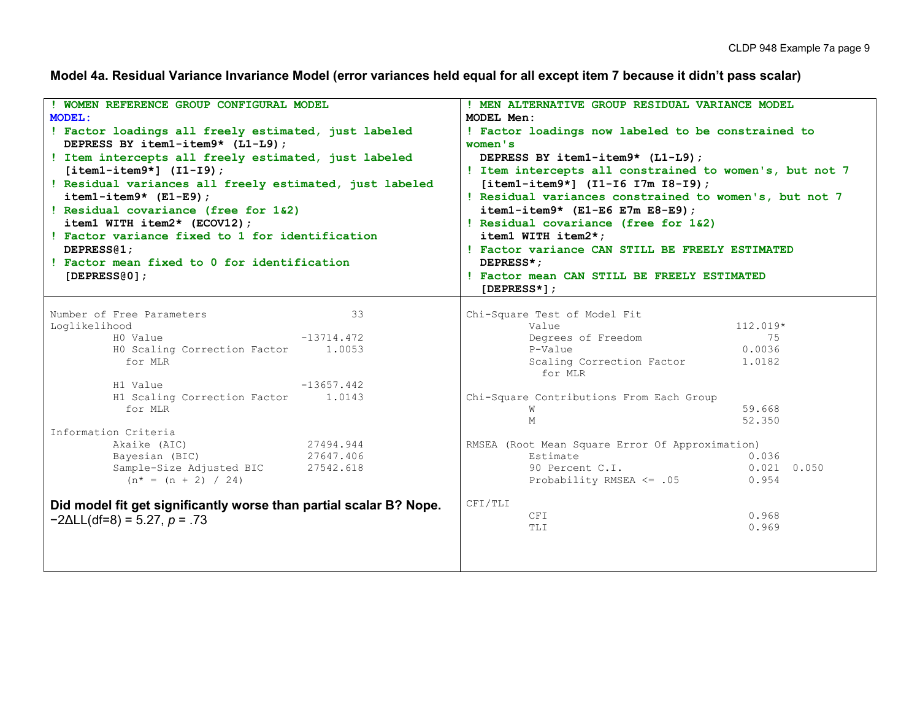**Model 4a. Residual Variance Invariance Model (error variances held equal for all except item 7 because it didn't pass scalar)**

```
! WOMEN REFERENCE GROUP CONFIGURAL MODEL
MODEL:
! Factor loadings all freely estimated, just labeled
  DEPRESS BY item1-item9* (L1-L9);
! Item intercepts all freely estimated, just labeled
  [item1-item9*] (I1-I9);
! Residual variances all freely estimated, just labeled
  item1-item9* (E1-E9);
! Residual covariance (free for 1&2)
  item1 WITH item2* (ECOV12);
! Factor variance fixed to 1 for identification
  DEPRESS@1;
! Factor mean fixed to 0 for identification
  [DEPRESS@0];
```

```
! MEN ALTERNATIVE GROUP RESIDUAL VARIANCE MODEL
MODEL Men:
! Factor loadings now labeled to be constrained to
women's
  DEPRESS BY item1-item9* (L1-L9);
! Item intercepts all constrained to women's, but not 7
  [item1-item9*] (I1-I6 I7m I8-I9);
! Residual variances constrained to women's, but not 7
  item1-item9* (E1-E6 E7m E8-E9);
! Residual covariance (free for 1&2)
  item1 WITH item2*;
! Factor variance CAN STILL BE FREELY ESTIMATED
  DEPRESS*;
! Factor mean CAN STILL BE FREELY ESTIMATED
  [DEPRESS*];
```

```
Number of Free Parameters                      33
Loglikelihood
         H0 Value                      -13714.472
         H0 Scaling Correction Factor      1.0053
           for MLR

         H1 Value                      -13657.442
         H1 Scaling Correction Factor      1.0143
           for MLR

Information Criteria
         Akaike (AIC)                   27494.944
         Bayesian (BIC)                 27647.406
         Sample-Size Adjusted BIC       27542.618
           (n* = (n + 2) / 24)
```

**Did model fit get significantly worse than partial scalar B? Nope.**
$-2\Delta LL(df=8) = 5.27$, $p = .73$

```
Chi-Square Test of Model Fit
         Value                            112.019*
         Degrees of Freedom                     75
         P-Value                            0.0036
         Scaling Correction Factor          1.0182
           for MLR

Chi-Square Contributions From Each Group
         W                                  59.668
         M                                  52.350

RMSEA (Root Mean Square Error Of Approximation)
         Estimate                            0.036
         90 Percent C.I.                     0.021  0.050
         Probability RMSEA <= .05            0.954

CFI/TLI
         CFI                                 0.968
         TLI                                 0.969
```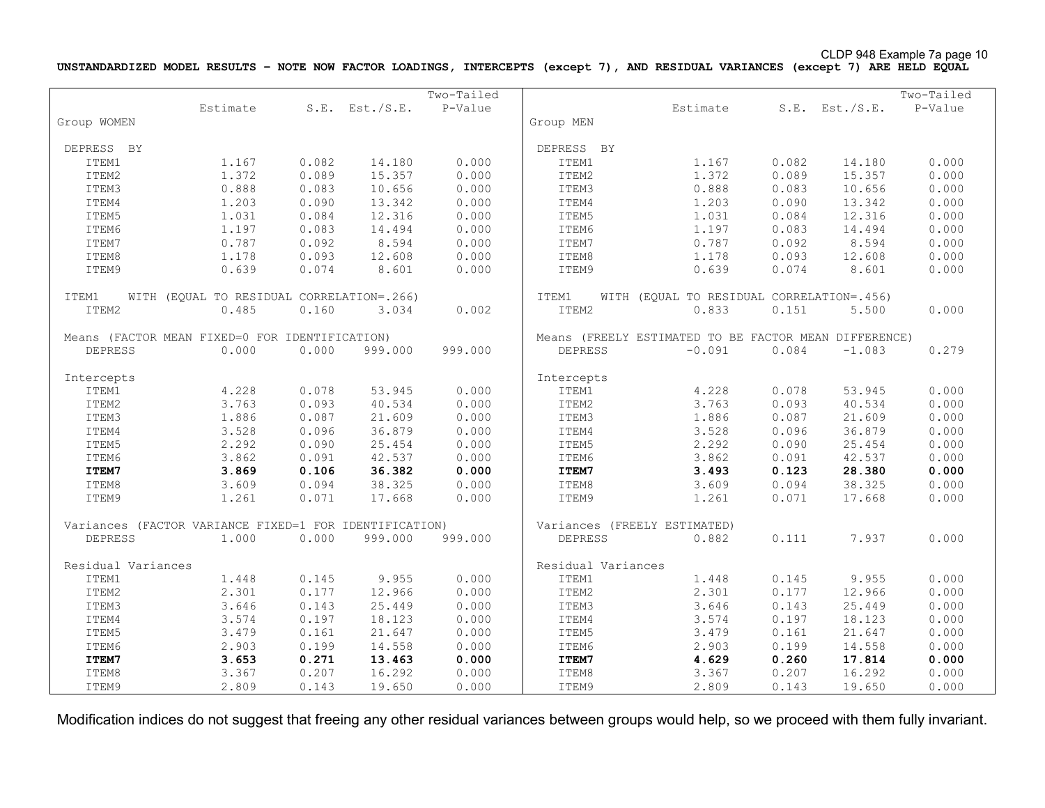**UNSTANDARDIZED MODEL RESULTS – NOTE NOW FACTOR LOADINGS, INTERCEPTS (except 7), AND RESIDUAL VARIANCES (except 7) ARE HELD EQUAL**

| | Estimate | S.E. | Est./S.E. | Two-Tailed P-Value |
|---|---|---|---|---|
| **Group WOMEN** | | | | |
| DEPRESS BY | | | | |
| ITEM1 | 1.167 | 0.082 | 14.180 | 0.000 |
| ITEM2 | 1.372 | 0.089 | 15.357 | 0.000 |
| ITEM3 | 0.888 | 0.083 | 10.656 | 0.000 |
| ITEM4 | 1.203 | 0.090 | 13.342 | 0.000 |
| ITEM5 | 1.031 | 0.084 | 12.316 | 0.000 |
| ITEM6 | 1.197 | 0.083 | 14.494 | 0.000 |
| ITEM7 | 0.787 | 0.092 | 8.594 | 0.000 |
| ITEM8 | 1.178 | 0.093 | 12.608 | 0.000 |
| ITEM9 | 0.639 | 0.074 | 8.601 | 0.000 |
| ITEM1 WITH (EQUAL TO RESIDUAL CORRELATION=.266) | | | | |
| ITEM2 | 0.485 | 0.160 | 3.034 | 0.002 |
| Means (FACTOR MEAN FIXED=0 FOR IDENTIFICATION) | | | | |
| DEPRESS | 0.000 | 0.000 | 999.000 | 999.000 |
| Intercepts | | | | |
| ITEM1 | 4.228 | 0.078 | 53.945 | 0.000 |
| ITEM2 | 3.763 | 0.093 | 40.534 | 0.000 |
| ITEM3 | 1.886 | 0.087 | 21.609 | 0.000 |
| ITEM4 | 3.528 | 0.096 | 36.879 | 0.000 |
| ITEM5 | 2.292 | 0.090 | 25.454 | 0.000 |
| ITEM6 | 3.862 | 0.091 | 42.537 | 0.000 |
| **ITEM7** | **3.869** | **0.106** | **36.382** | **0.000** |
| ITEM8 | 3.609 | 0.094 | 38.325 | 0.000 |
| ITEM9 | 1.261 | 0.071 | 17.668 | 0.000 |
| Variances (FACTOR VARIANCE FIXED=1 FOR IDENTIFICATION) | | | | |
| DEPRESS | 1.000 | 0.000 | 999.000 | 999.000 |
| Residual Variances | | | | |
| ITEM1 | 1.448 | 0.145 | 9.955 | 0.000 |
| ITEM2 | 2.301 | 0.177 | 12.966 | 0.000 |
| ITEM3 | 3.646 | 0.143 | 25.449 | 0.000 |
| ITEM4 | 3.574 | 0.197 | 18.123 | 0.000 |
| ITEM5 | 3.479 | 0.161 | 21.647 | 0.000 |
| ITEM6 | 2.903 | 0.199 | 14.558 | 0.000 |
| **ITEM7** | **3.653** | **0.271** | **13.463** | **0.000** |
| ITEM8 | 3.367 | 0.207 | 16.292 | 0.000 |
| ITEM9 | 2.809 | 0.143 | 19.650 | 0.000 |

| | Estimate | S.E. | Est./S.E. | Two-Tailed P-Value |
|---|---|---|---|---|
| **Group MEN** | | | | |
| DEPRESS BY | | | | |
| ITEM1 | 1.167 | 0.082 | 14.180 | 0.000 |
| ITEM2 | 1.372 | 0.089 | 15.357 | 0.000 |
| ITEM3 | 0.888 | 0.083 | 10.656 | 0.000 |
| ITEM4 | 1.203 | 0.090 | 13.342 | 0.000 |
| ITEM5 | 1.031 | 0.084 | 12.316 | 0.000 |
| ITEM6 | 1.197 | 0.083 | 14.494 | 0.000 |
| ITEM7 | 0.787 | 0.092 | 8.594 | 0.000 |
| ITEM8 | 1.178 | 0.093 | 12.608 | 0.000 |
| ITEM9 | 0.639 | 0.074 | 8.601 | 0.000 |
| ITEM1 WITH (EQUAL TO RESIDUAL CORRELATION=.456) | | | | |
| ITEM2 | 0.833 | 0.151 | 5.500 | 0.000 |
| Means (FREELY ESTIMATED TO BE FACTOR MEAN DIFFERENCE) | | | | |
| DEPRESS | -0.091 | 0.084 | -1.083 | 0.279 |
| Intercepts | | | | |
| ITEM1 | 4.228 | 0.078 | 53.945 | 0.000 |
| ITEM2 | 3.763 | 0.093 | 40.534 | 0.000 |
| ITEM3 | 1.886 | 0.087 | 21.609 | 0.000 |
| ITEM4 | 3.528 | 0.096 | 36.879 | 0.000 |
| ITEM5 | 2.292 | 0.090 | 25.454 | 0.000 |
| ITEM6 | 3.862 | 0.091 | 42.537 | 0.000 |
| **ITEM7** | **3.493** | **0.123** | **28.380** | **0.000** |
| ITEM8 | 3.609 | 0.094 | 38.325 | 0.000 |
| ITEM9 | 1.261 | 0.071 | 17.668 | 0.000 |
| Variances (FREELY ESTIMATED) | | | | |
| DEPRESS | 0.882 | 0.111 | 7.937 | 0.000 |
| Residual Variances | | | | |
| ITEM1 | 1.448 | 0.145 | 9.955 | 0.000 |
| ITEM2 | 2.301 | 0.177 | 12.966 | 0.000 |
| ITEM3 | 3.646 | 0.143 | 25.449 | 0.000 |
| ITEM4 | 3.574 | 0.197 | 18.123 | 0.000 |
| ITEM5 | 3.479 | 0.161 | 21.647 | 0.000 |
| ITEM6 | 2.903 | 0.199 | 14.558 | 0.000 |
| **ITEM7** | **4.629** | **0.260** | **17.814** | **0.000** |
| ITEM8 | 3.367 | 0.207 | 16.292 | 0.000 |
| ITEM9 | 2.809 | 0.143 | 19.650 | 0.000 |

Modification indices do not suggest that freeing any other residual variances between groups would help, so we proceed with them fully invariant.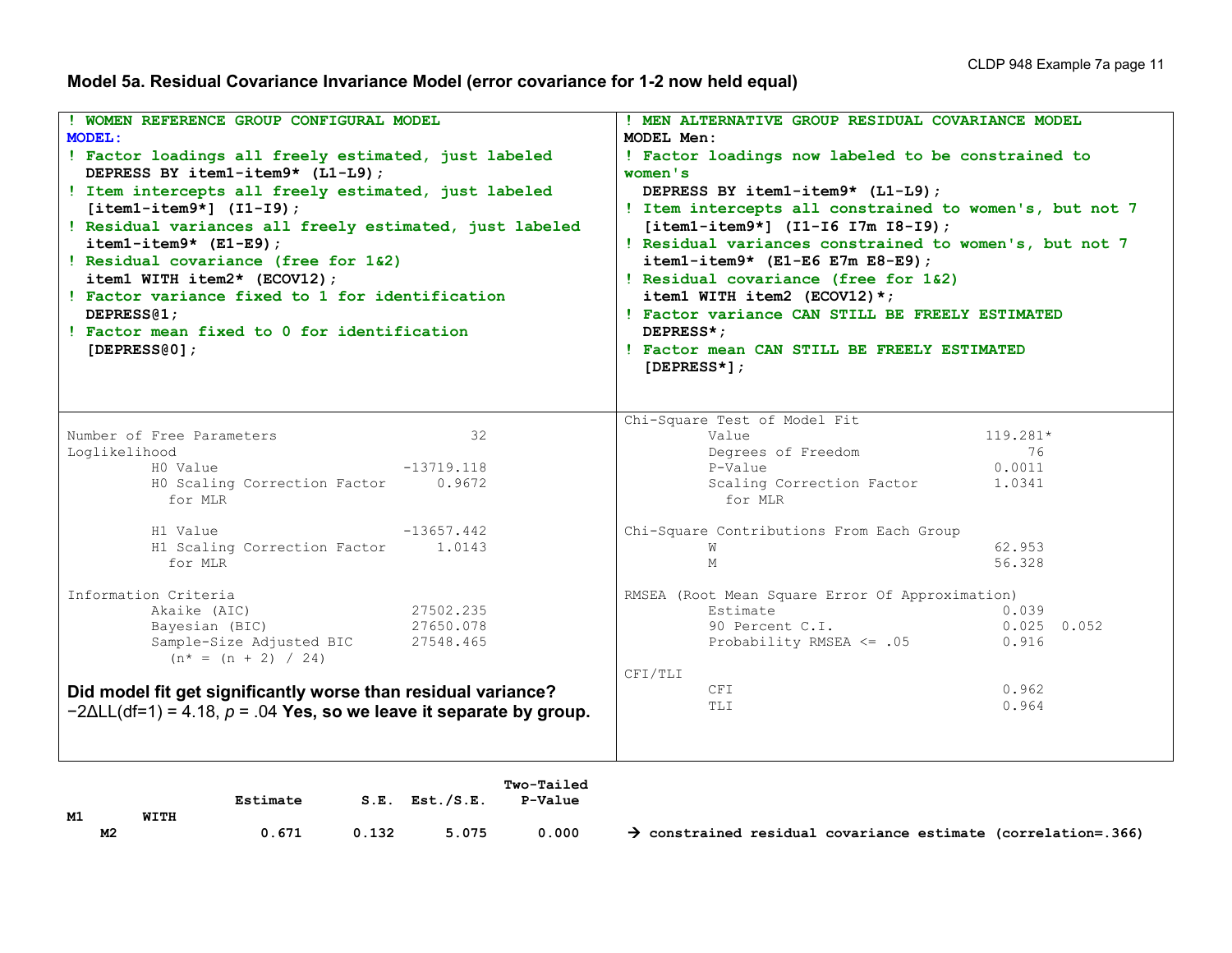**Model 5a. Residual Covariance Invariance Model (error covariance for 1-2 now held equal)**

```
! WOMEN REFERENCE GROUP CONFIGURAL MODEL
MODEL:
! Factor loadings all freely estimated, just labeled
  DEPRESS BY item1-item9* (L1-L9);
! Item intercepts all freely estimated, just labeled
  [item1-item9*] (I1-I9);
! Residual variances all freely estimated, just labeled
  item1-item9* (E1-E9);
! Residual covariance (free for 1&2)
  item1 WITH item2* (ECOV12);
! Factor variance fixed to 1 for identification
  DEPRESS@1;
! Factor mean fixed to 0 for identification
  [DEPRESS@0];
```

```
! MEN ALTERNATIVE GROUP RESIDUAL COVARIANCE MODEL
MODEL Men:
! Factor loadings now labeled to be constrained to
women's
  DEPRESS BY item1-item9* (L1-L9);
! Item intercepts all constrained to women's, but not 7
  [item1-item9*] (I1-I6 I7m I8-I9);
! Residual variances constrained to women's, but not 7
  item1-item9* (E1-E6 E7m E8-E9);
! Residual covariance (free for 1&2)
  item1 WITH item2 (ECOV12)*;
! Factor variance CAN STILL BE FREELY ESTIMATED
  DEPRESS*;
! Factor mean CAN STILL BE FREELY ESTIMATED
  [DEPRESS*];
```

```
Number of Free Parameters                      32
Loglikelihood
         H0 Value                      -13719.118
         H0 Scaling Correction Factor      0.9672
           for MLR

         H1 Value                      -13657.442
         H1 Scaling Correction Factor      1.0143
           for MLR

Information Criteria
         Akaike (AIC)                   27502.235
         Bayesian (BIC)                 27650.078
         Sample-Size Adjusted BIC       27548.465
           (n* = (n + 2) / 24)
```

**Did model fit get significantly worse than residual variance?**
$-2\Delta LL(df=1) = 4.18$, $p = .04$ **Yes, so we leave it separate by group.**

```
Chi-Square Test of Model Fit
         Value                             119.281*
         Degrees of Freedom                     76
         P-Value                            0.0011
         Scaling Correction Factor          1.0341
           for MLR

Chi-Square Contributions From Each Group
         W                                  62.953
         M                                  56.328

RMSEA (Root Mean Square Error Of Approximation)
         Estimate                            0.039
         90 Percent C.I.                     0.025  0.052
         Probability RMSEA <= .05            0.916

CFI/TLI
         CFI                                 0.962
         TLI                                 0.964
```

```
                                              Two-Tailed
                 Estimate       S.E.  Est./S.E.    P-Value
M1       WITH
    M2              0.671      0.132      5.075      0.000
```

→ **constrained residual covariance estimate (correlation=.366)**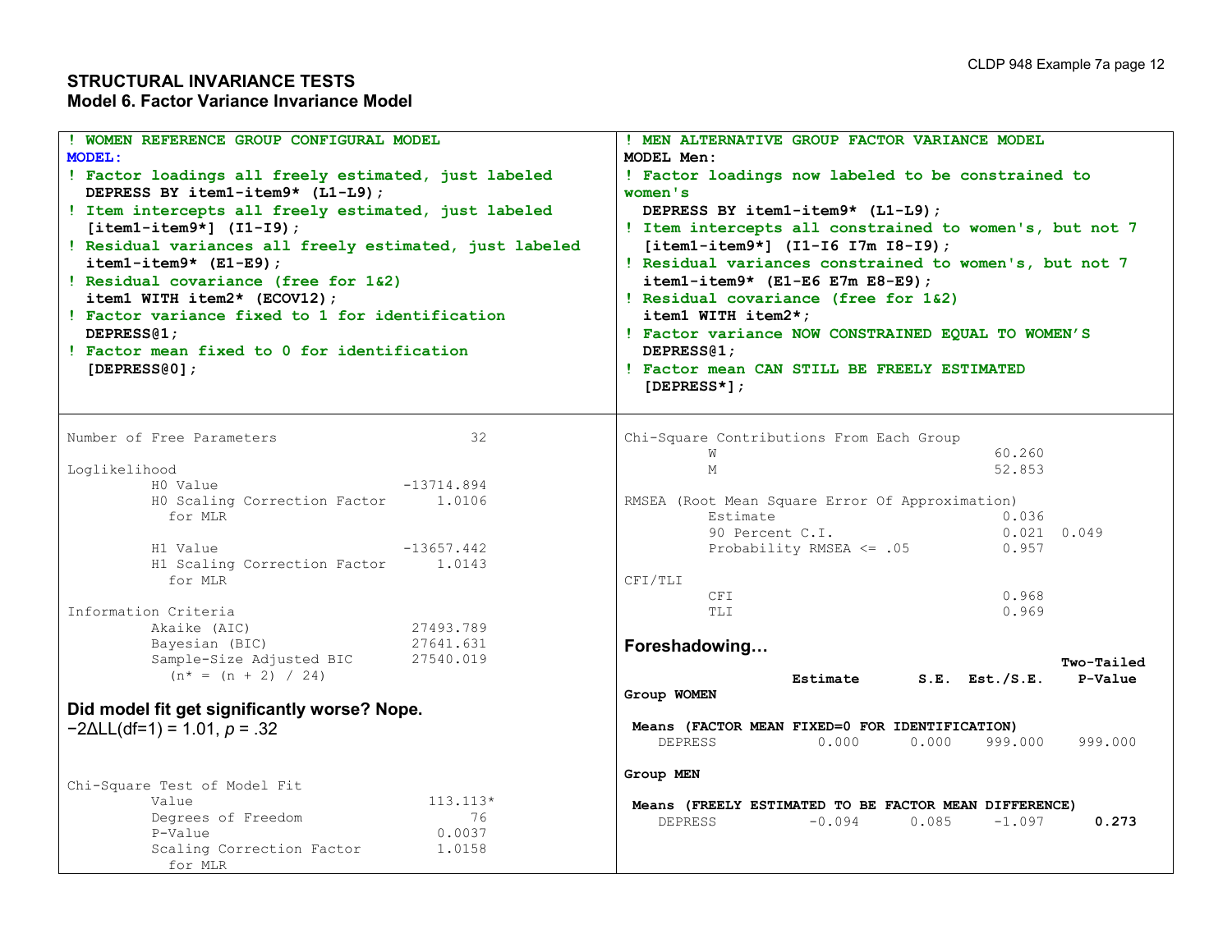## STRUCTURAL INVARIANCE TESTS

### Model 6. Factor Variance Invariance Model

```
! WOMEN REFERENCE GROUP CONFIGURAL MODEL
MODEL:
! Factor loadings all freely estimated, just labeled
  DEPRESS BY item1-item9* (L1-L9);
! Item intercepts all freely estimated, just labeled
  [item1-item9*] (I1-I9);
! Residual variances all freely estimated, just labeled
  item1-item9* (E1-E9);
! Residual covariance (free for 1&2)
  item1 WITH item2* (ECOV12);
! Factor variance fixed to 1 for identification
  DEPRESS@1;
! Factor mean fixed to 0 for identification
  [DEPRESS@0];
```

```
! MEN ALTERNATIVE GROUP FACTOR VARIANCE MODEL
MODEL Men:
! Factor loadings now labeled to be constrained to
women's
  DEPRESS BY item1-item9* (L1-L9);
! Item intercepts all constrained to women's, but not 7
  [item1-item9*] (I1-I6 I7m I8-I9);
! Residual variances constrained to women's, but not 7
  item1-item9* (E1-E6 E7m E8-E9);
! Residual covariance (free for 1&2)
  item1 WITH item2*;
! Factor variance NOW CONSTRAINED EQUAL TO WOMEN'S
  DEPRESS@1;
! Factor mean CAN STILL BE FREELY ESTIMATED
  [DEPRESS*];
```

```
Number of Free Parameters                        32

Loglikelihood
          H0 Value                       -13714.894
          H0 Scaling Correction Factor       1.0106
            for MLR

          H1 Value                       -13657.442
          H1 Scaling Correction Factor       1.0143
            for MLR

Information Criteria
          Akaike (AIC)                    27493.789
          Bayesian (BIC)                  27641.631
          Sample-Size Adjusted BIC        27540.019
            (n* = (n + 2) / 24)
```

**Did model fit get significantly worse? Nope.**

$-2\Delta LL(df=1) = 1.01$, $p = .32$

```
Chi-Square Test of Model Fit
          Value                             113.113*
          Degrees of Freedom                     76
          P-Value                            0.0037
          Scaling Correction Factor          1.0158
            for MLR
```

```
Chi-Square Contributions From Each Group
          W                                  60.260
          M                                  52.853

RMSEA (Root Mean Square Error Of Approximation)
          Estimate                            0.036
          90 Percent C.I.                     0.021  0.049
          Probability RMSEA <= .05            0.957

CFI/TLI
          CFI                                 0.968
          TLI                                 0.969
```

**Foreshadowing…**

```
                                                     Two-Tailed
                    Estimate       S.E.  Est./S.E.    P-Value
Group WOMEN

 Means (FACTOR MEAN FIXED=0 FOR IDENTIFICATION)
    DEPRESS            0.000      0.000    999.000    999.000

Group MEN

 Means (FREELY ESTIMATED TO BE FACTOR MEAN DIFFERENCE)
    DEPRESS           -0.094      0.085     -1.097      0.273
```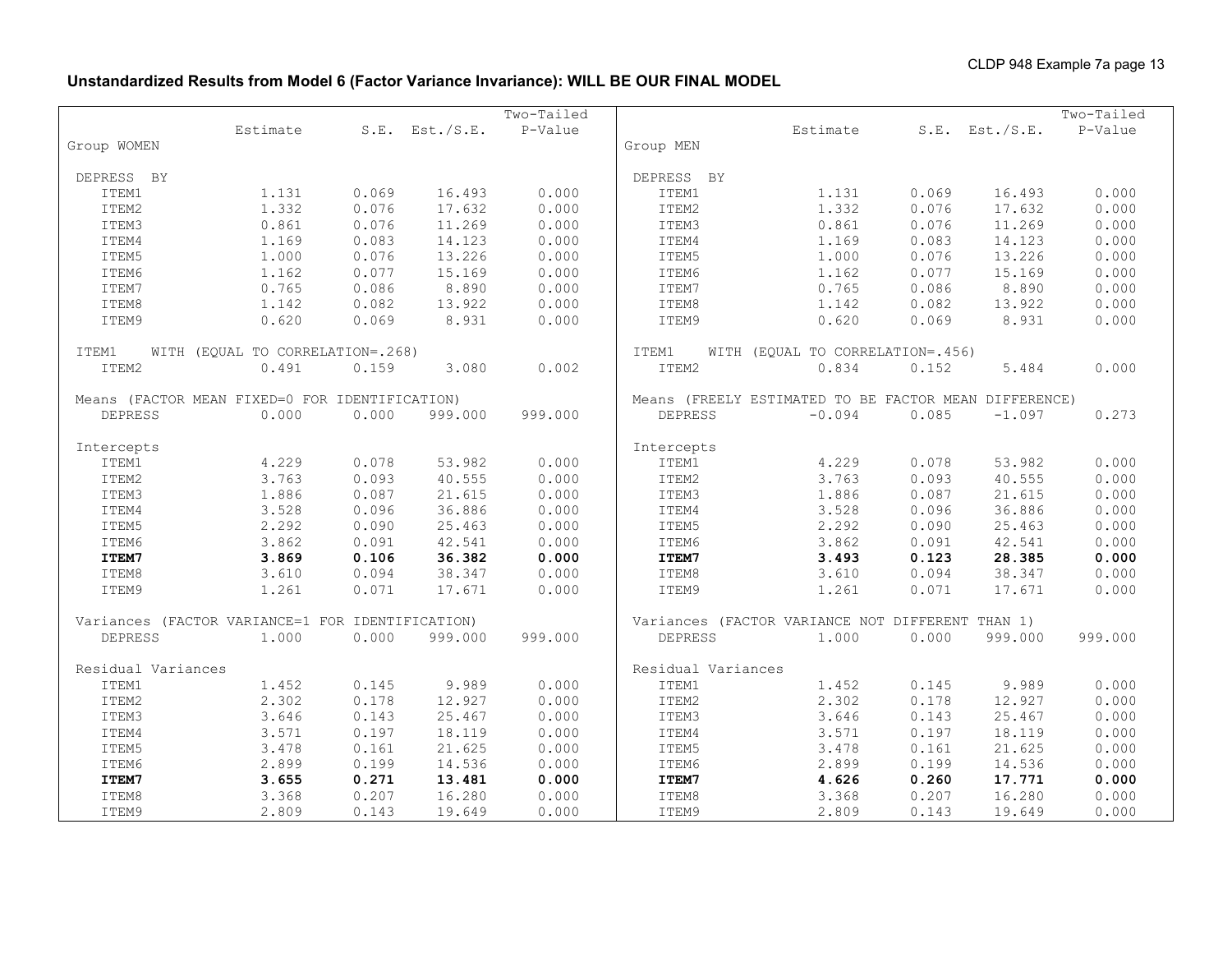## Unstandardized Results from Model 6 (Factor Variance Invariance): WILL BE OUR FINAL MODEL

| Group WOMEN | Estimate | S.E. | Est./S.E. | Two-Tailed P-Value |
|---|---|---|---|---|
| DEPRESS BY | | | | |
| ITEM1 | 1.131 | 0.069 | 16.493 | 0.000 |
| ITEM2 | 1.332 | 0.076 | 17.632 | 0.000 |
| ITEM3 | 0.861 | 0.076 | 11.269 | 0.000 |
| ITEM4 | 1.169 | 0.083 | 14.123 | 0.000 |
| ITEM5 | 1.000 | 0.076 | 13.226 | 0.000 |
| ITEM6 | 1.162 | 0.077 | 15.169 | 0.000 |
| ITEM7 | 0.765 | 0.086 | 8.890 | 0.000 |
| ITEM8 | 1.142 | 0.082 | 13.922 | 0.000 |
| ITEM9 | 0.620 | 0.069 | 8.931 | 0.000 |
| ITEM1 WITH (EQUAL TO CORRELATION=.268) | | | | |
| ITEM2 | 0.491 | 0.159 | 3.080 | 0.002 |
| Means (FACTOR MEAN FIXED=0 FOR IDENTIFICATION) | | | | |
| DEPRESS | 0.000 | 0.000 | 999.000 | 999.000 |
| Intercepts | | | | |
| ITEM1 | 4.229 | 0.078 | 53.982 | 0.000 |
| ITEM2 | 3.763 | 0.093 | 40.555 | 0.000 |
| ITEM3 | 1.886 | 0.087 | 21.615 | 0.000 |
| ITEM4 | 3.528 | 0.096 | 36.886 | 0.000 |
| ITEM5 | 2.292 | 0.090 | 25.463 | 0.000 |
| ITEM6 | 3.862 | 0.091 | 42.541 | 0.000 |
| **ITEM7** | **3.869** | **0.106** | **36.382** | **0.000** |
| ITEM8 | 3.610 | 0.094 | 38.347 | 0.000 |
| ITEM9 | 1.261 | 0.071 | 17.671 | 0.000 |
| Variances (FACTOR VARIANCE=1 FOR IDENTIFICATION) | | | | |
| DEPRESS | 1.000 | 0.000 | 999.000 | 999.000 |
| Residual Variances | | | | |
| ITEM1 | 1.452 | 0.145 | 9.989 | 0.000 |
| ITEM2 | 2.302 | 0.178 | 12.927 | 0.000 |
| ITEM3 | 3.646 | 0.143 | 25.467 | 0.000 |
| ITEM4 | 3.571 | 0.197 | 18.119 | 0.000 |
| ITEM5 | 3.478 | 0.161 | 21.625 | 0.000 |
| ITEM6 | 2.899 | 0.199 | 14.536 | 0.000 |
| **ITEM7** | **3.655** | **0.271** | **13.481** | **0.000** |
| ITEM8 | 3.368 | 0.207 | 16.280 | 0.000 |
| ITEM9 | 2.809 | 0.143 | 19.649 | 0.000 |

| Group MEN | Estimate | S.E. | Est./S.E. | Two-Tailed P-Value |
|---|---|---|---|---|
| DEPRESS BY | | | | |
| ITEM1 | 1.131 | 0.069 | 16.493 | 0.000 |
| ITEM2 | 1.332 | 0.076 | 17.632 | 0.000 |
| ITEM3 | 0.861 | 0.076 | 11.269 | 0.000 |
| ITEM4 | 1.169 | 0.083 | 14.123 | 0.000 |
| ITEM5 | 1.000 | 0.076 | 13.226 | 0.000 |
| ITEM6 | 1.162 | 0.077 | 15.169 | 0.000 |
| ITEM7 | 0.765 | 0.086 | 8.890 | 0.000 |
| ITEM8 | 1.142 | 0.082 | 13.922 | 0.000 |
| ITEM9 | 0.620 | 0.069 | 8.931 | 0.000 |
| ITEM1 WITH (EQUAL TO CORRELATION=.456) | | | | |
| ITEM2 | 0.834 | 0.152 | 5.484 | 0.000 |
| Means (FREELY ESTIMATED TO BE FACTOR MEAN DIFFERENCE) | | | | |
| DEPRESS | -0.094 | 0.085 | -1.097 | 0.273 |
| Intercepts | | | | |
| ITEM1 | 4.229 | 0.078 | 53.982 | 0.000 |
| ITEM2 | 3.763 | 0.093 | 40.555 | 0.000 |
| ITEM3 | 1.886 | 0.087 | 21.615 | 0.000 |
| ITEM4 | 3.528 | 0.096 | 36.886 | 0.000 |
| ITEM5 | 2.292 | 0.090 | 25.463 | 0.000 |
| ITEM6 | 3.862 | 0.091 | 42.541 | 0.000 |
| **ITEM7** | **3.493** | **0.123** | **28.385** | **0.000** |
| ITEM8 | 3.610 | 0.094 | 38.347 | 0.000 |
| ITEM9 | 1.261 | 0.071 | 17.671 | 0.000 |
| Variances (FACTOR VARIANCE NOT DIFFERENT THAN 1) | | | | |
| DEPRESS | 1.000 | 0.000 | 999.000 | 999.000 |
| Residual Variances | | | | |
| ITEM1 | 1.452 | 0.145 | 9.989 | 0.000 |
| ITEM2 | 2.302 | 0.178 | 12.927 | 0.000 |
| ITEM3 | 3.646 | 0.143 | 25.467 | 0.000 |
| ITEM4 | 3.571 | 0.197 | 18.119 | 0.000 |
| ITEM5 | 3.478 | 0.161 | 21.625 | 0.000 |
| ITEM6 | 2.899 | 0.199 | 14.536 | 0.000 |
| **ITEM7** | **4.626** | **0.260** | **17.771** | **0.000** |
| ITEM8 | 3.368 | 0.207 | 16.280 | 0.000 |
| ITEM9 | 2.809 | 0.143 | 19.649 | 0.000 |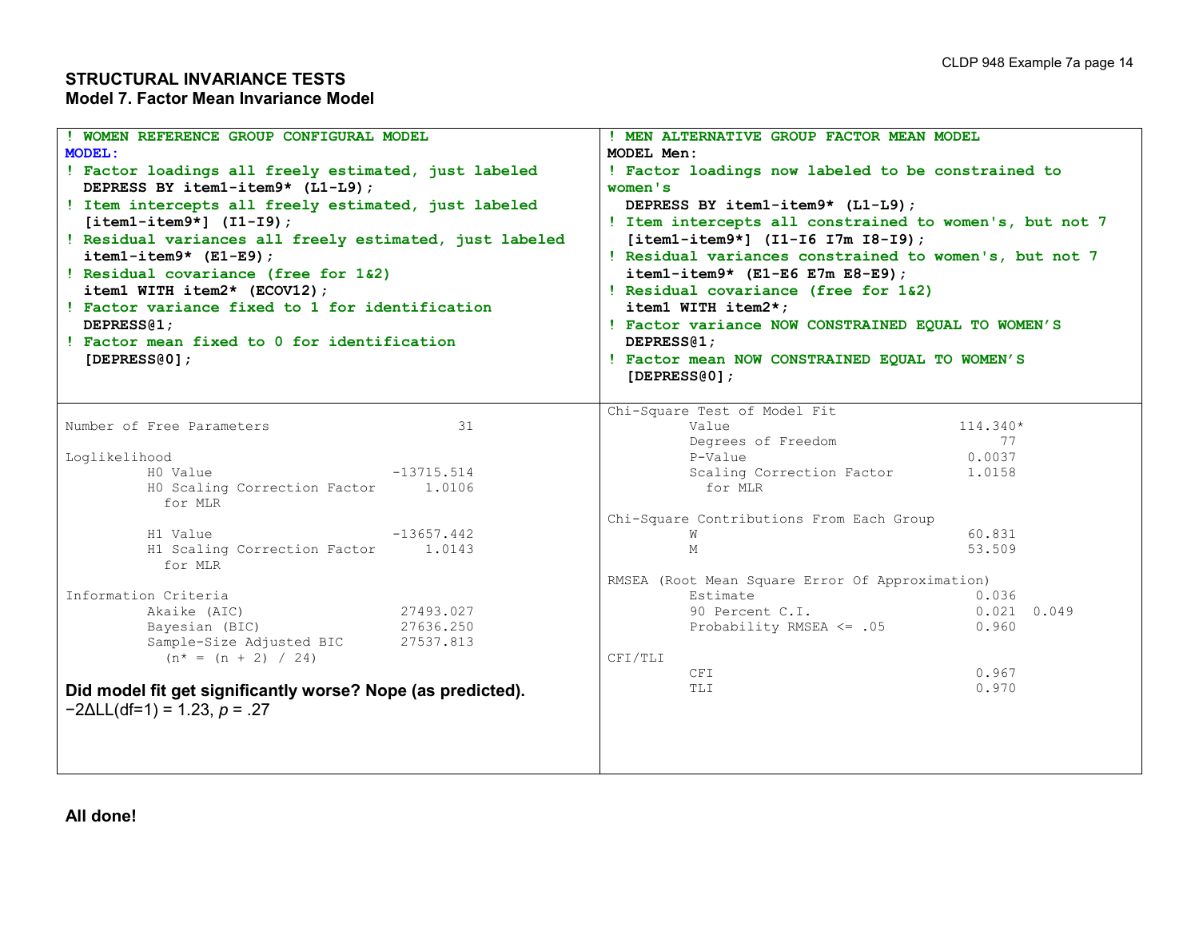**STRUCTURAL INVARIANCE TESTS**
**Model 7. Factor Mean Invariance Model**

```
! WOMEN REFERENCE GROUP CONFIGURAL MODEL
MODEL:
! Factor loadings all freely estimated, just labeled
  DEPRESS BY item1-item9* (L1-L9);
! Item intercepts all freely estimated, just labeled
  [item1-item9*] (I1-I9);
! Residual variances all freely estimated, just labeled
  item1-item9* (E1-E9);
! Residual covariance (free for 1&2)
  item1 WITH item2* (ECOV12);
! Factor variance fixed to 1 for identification
  DEPRESS@1;
! Factor mean fixed to 0 for identification
  [DEPRESS@0];
```

```
! MEN ALTERNATIVE GROUP FACTOR MEAN MODEL
MODEL Men:
! Factor loadings now labeled to be constrained to
women's
  DEPRESS BY item1-item9* (L1-L9);
! Item intercepts all constrained to women's, but not 7
  [item1-item9*] (I1-I6 I7m I8-I9);
! Residual variances constrained to women's, but not 7
  item1-item9* (E1-E6 E7m E8-E9);
! Residual covariance (free for 1&2)
  item1 WITH item2*;
! Factor variance NOW CONSTRAINED EQUAL TO WOMEN'S
  DEPRESS@1;
! Factor mean NOW CONSTRAINED EQUAL TO WOMEN'S
  [DEPRESS@0];
```

```
Number of Free Parameters                        31

Loglikelihood
          H0 Value                       -13715.514
          H0 Scaling Correction Factor       1.0106
            for MLR

          H1 Value                       -13657.442
          H1 Scaling Correction Factor       1.0143
            for MLR

Information Criteria
          Akaike (AIC)                    27493.027
          Bayesian (BIC)                  27636.250
          Sample-Size Adjusted BIC        27537.813
            (n* = (n + 2) / 24)
```

**Did model fit get significantly worse? Nope (as predicted).**
$-2\Delta LL(df=1) = 1.23$, $p = .27$

```
Chi-Square Test of Model Fit
          Value                             114.340*
          Degrees of Freedom                     77
          P-Value                            0.0037
          Scaling Correction Factor          1.0158
            for MLR

Chi-Square Contributions From Each Group
          W                                  60.831
          M                                  53.509

RMSEA (Root Mean Square Error Of Approximation)
          Estimate                            0.036
          90 Percent C.I.                     0.021  0.049
          Probability RMSEA <= .05            0.960

CFI/TLI
          CFI                                 0.967
          TLI                                 0.970
```

**All done!**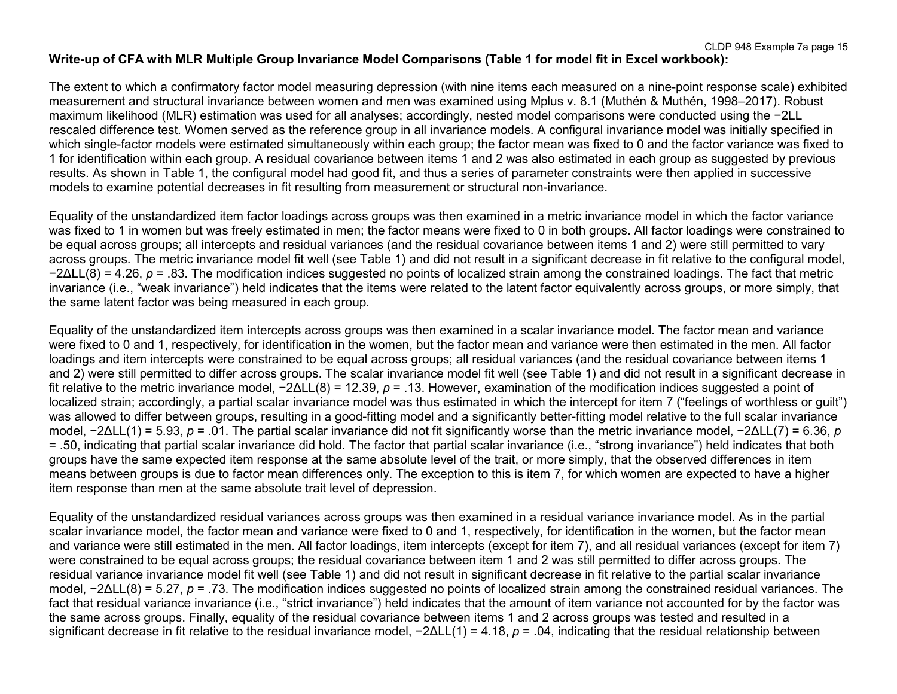**Write-up of CFA with MLR Multiple Group Invariance Model Comparisons (Table 1 for model fit in Excel workbook):**

The extent to which a confirmatory factor model measuring depression (with nine items each measured on a nine-point response scale) exhibited measurement and structural invariance between women and men was examined using Mplus v. 8.1 (Muthén & Muthén, 1998–2017). Robust maximum likelihood (MLR) estimation was used for all analyses; accordingly, nested model comparisons were conducted using the −2LL rescaled difference test. Women served as the reference group in all invariance models. A configural invariance model was initially specified in which single-factor models were estimated simultaneously within each group; the factor mean was fixed to 0 and the factor variance was fixed to 1 for identification within each group. A residual covariance between items 1 and 2 was also estimated in each group as suggested by previous results. As shown in Table 1, the configural model had good fit, and thus a series of parameter constraints were then applied in successive models to examine potential decreases in fit resulting from measurement or structural non-invariance.

Equality of the unstandardized item factor loadings across groups was then examined in a metric invariance model in which the factor variance was fixed to 1 in women but was freely estimated in men; the factor means were fixed to 0 in both groups. All factor loadings were constrained to be equal across groups; all intercepts and residual variances (and the residual covariance between items 1 and 2) were still permitted to vary across groups. The metric invariance model fit well (see Table 1) and did not result in a significant decrease in fit relative to the configural model, $-2\Delta LL(8) = 4.26$, $p = .83$. The modification indices suggested no points of localized strain among the constrained loadings. The fact that metric invariance (i.e., "weak invariance") held indicates that the items were related to the latent factor equivalently across groups, or more simply, that the same latent factor was being measured in each group.

Equality of the unstandardized item intercepts across groups was then examined in a scalar invariance model. The factor mean and variance were fixed to 0 and 1, respectively, for identification in the women, but the factor mean and variance were then estimated in the men. All factor loadings and item intercepts were constrained to be equal across groups; all residual variances (and the residual covariance between items 1 and 2) were still permitted to differ across groups. The scalar invariance model fit well (see Table 1) and did not result in a significant decrease in fit relative to the metric invariance model, $-2\Delta LL(8) = 12.39$, $p = .13$. However, examination of the modification indices suggested a point of localized strain; accordingly, a partial scalar invariance model was thus estimated in which the intercept for item 7 ("feelings of worthless or guilt") was allowed to differ between groups, resulting in a good-fitting model and a significantly better-fitting model relative to the full scalar invariance model, $-2\Delta LL(1) = 5.93$, $p = .01$. The partial scalar invariance did not fit significantly worse than the metric invariance model, $-2\Delta LL(7) = 6.36$, $p = .50$, indicating that partial scalar invariance did hold. The factor that partial scalar invariance (i.e., "strong invariance") held indicates that both groups have the same expected item response at the same absolute level of the trait, or more simply, that the observed differences in item means between groups is due to factor mean differences only. The exception to this is item 7, for which women are expected to have a higher item response than men at the same absolute trait level of depression.

Equality of the unstandardized residual variances across groups was then examined in a residual variance invariance model. As in the partial scalar invariance model, the factor mean and variance were fixed to 0 and 1, respectively, for identification in the women, but the factor mean and variance were still estimated in the men. All factor loadings, item intercepts (except for item 7), and all residual variances (except for item 7) were constrained to be equal across groups; the residual covariance between item 1 and 2 was still permitted to differ across groups. The residual variance invariance model fit well (see Table 1) and did not result in significant decrease in fit relative to the partial scalar invariance model, $-2\Delta LL(8) = 5.27$, $p = .73$. The modification indices suggested no points of localized strain among the constrained residual variances. The fact that residual variance invariance (i.e., "strict invariance") held indicates that the amount of item variance not accounted for by the factor was the same across groups. Finally, equality of the residual covariance between items 1 and 2 across groups was tested and resulted in a significant decrease in fit relative to the residual invariance model, $-2\Delta LL(1) = 4.18$, $p = .04$, indicating that the residual relationship between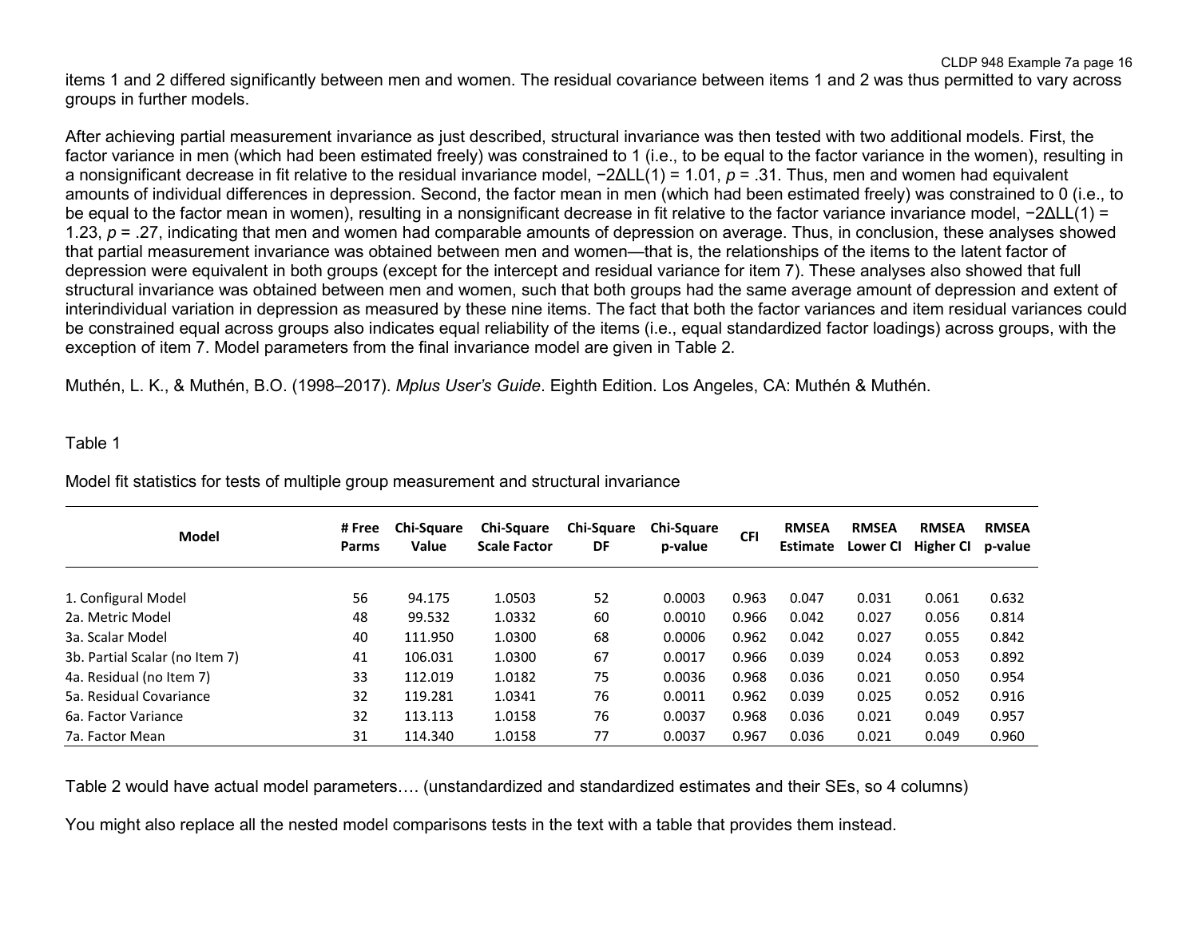items 1 and 2 differed significantly between men and women. The residual covariance between items 1 and 2 was thus permitted to vary across groups in further models.

After achieving partial measurement invariance as just described, structural invariance was then tested with two additional models. First, the factor variance in men (which had been estimated freely) was constrained to 1 (i.e., to be equal to the factor variance in the women), resulting in a nonsignificant decrease in fit relative to the residual invariance model, $-2\Delta LL(1) = 1.01$, $p = .31$. Thus, men and women had equivalent amounts of individual differences in depression. Second, the factor mean in men (which had been estimated freely) was constrained to 0 (i.e., to be equal to the factor mean in women), resulting in a nonsignificant decrease in fit relative to the factor variance invariance model, $-2\Delta LL(1) = 1.23$, $p = .27$, indicating that men and women had comparable amounts of depression on average. Thus, in conclusion, these analyses showed that partial measurement invariance was obtained between men and women—that is, the relationships of the items to the latent factor of depression were equivalent in both groups (except for the intercept and residual variance for item 7). These analyses also showed that full structural invariance was obtained between men and women, such that both groups had the same average amount of depression and extent of interindividual variation in depression as measured by these nine items. The fact that both the factor variances and item residual variances could be constrained equal across groups also indicates equal reliability of the items (i.e., equal standardized factor loadings) across groups, with the exception of item 7. Model parameters from the final invariance model are given in Table 2.

Muthén, L. K., & Muthén, B.O. (1998–2017). *Mplus User's Guide*. Eighth Edition. Los Angeles, CA: Muthén & Muthén.

Table 1

Model fit statistics for tests of multiple group measurement and structural invariance

| Model | # Free Parms | Chi-Square Value | Chi-Square Scale Factor | Chi-Square DF | Chi-Square p-value | CFI | RMSEA Estimate | RMSEA Lower CI | RMSEA Higher CI | RMSEA p-value |
|---|---|---|---|---|---|---|---|---|---|---|
| 1. Configural Model | 56 | 94.175 | 1.0503 | 52 | 0.0003 | 0.963 | 0.047 | 0.031 | 0.061 | 0.632 |
| 2a. Metric Model | 48 | 99.532 | 1.0332 | 60 | 0.0010 | 0.966 | 0.042 | 0.027 | 0.056 | 0.814 |
| 3a. Scalar Model | 40 | 111.950 | 1.0300 | 68 | 0.0006 | 0.962 | 0.042 | 0.027 | 0.055 | 0.842 |
| 3b. Partial Scalar (no Item 7) | 41 | 106.031 | 1.0300 | 67 | 0.0017 | 0.966 | 0.039 | 0.024 | 0.053 | 0.892 |
| 4a. Residual (no Item 7) | 33 | 112.019 | 1.0182 | 75 | 0.0036 | 0.968 | 0.036 | 0.021 | 0.050 | 0.954 |
| 5a. Residual Covariance | 32 | 119.281 | 1.0341 | 76 | 0.0011 | 0.962 | 0.039 | 0.025 | 0.052 | 0.916 |
| 6a. Factor Variance | 32 | 113.113 | 1.0158 | 76 | 0.0037 | 0.968 | 0.036 | 0.021 | 0.049 | 0.957 |
| 7a. Factor Mean | 31 | 114.340 | 1.0158 | 77 | 0.0037 | 0.967 | 0.036 | 0.021 | 0.049 | 0.960 |

Table 2 would have actual model parameters…. (unstandardized and standardized estimates and their SEs, so 4 columns)

You might also replace all the nested model comparisons tests in the text with a table that provides them instead.